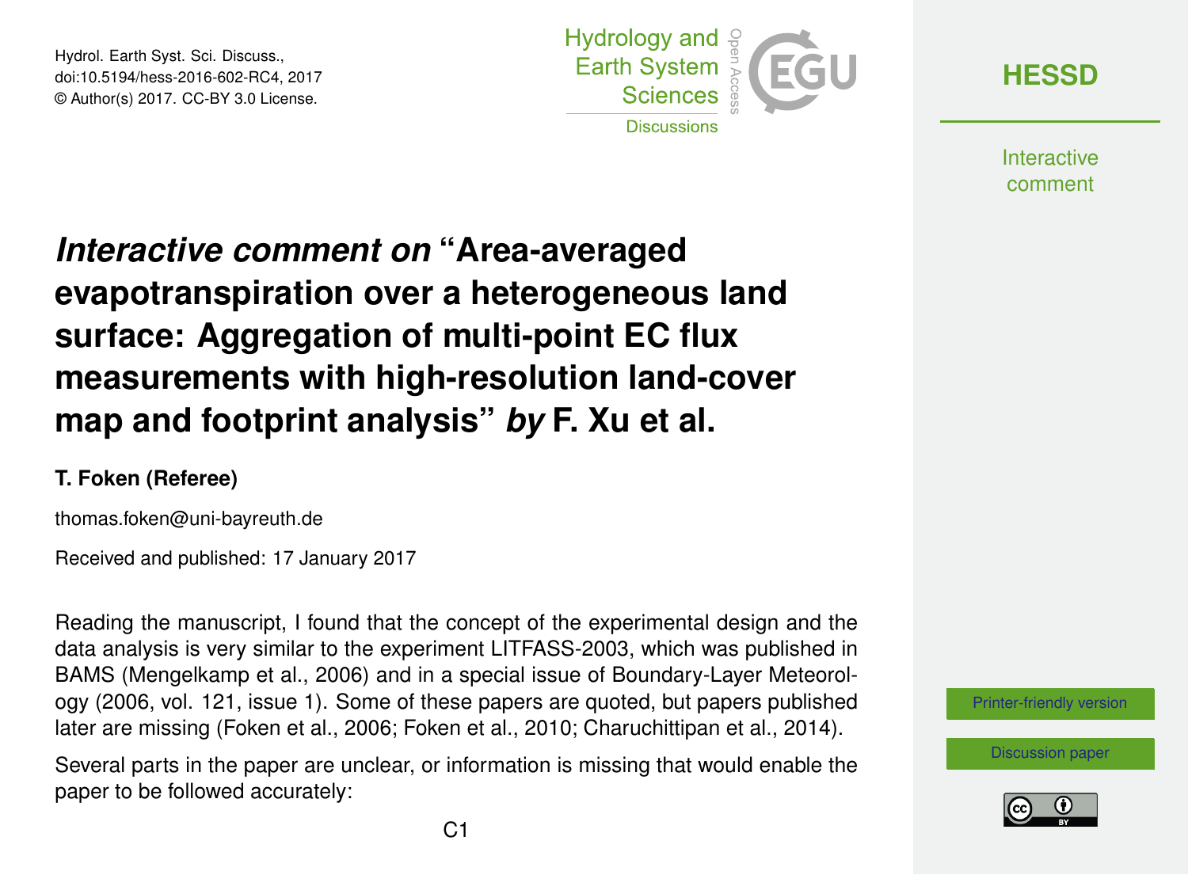# *Interactive comment on* "Area-averaged evapotranspiration over a heterogeneous land surface: Aggregation of multi-point EC flux measurements with high-resolution land-cover map and footprint analysis" *by* F. Xu et al.

**T. Foken (Referee)**

thomas.foken@uni-bayreuth.de

Received and published: 17 January 2017

Reading the manuscript, I found that the concept of the experimental design and the data analysis is very similar to the experiment LITFASS-2003, which was published in BAMS (Mengelkamp et al., 2006) and in a special issue of Boundary-Layer Meteorology (2006, vol. 121, issue 1). Some of these papers are quoted, but papers published later are missing (Foken et al., 2006; Foken et al., 2010; Charuchittipan et al., 2014).

Several parts in the paper are unclear, or information is missing that would enable the paper to be followed accurately: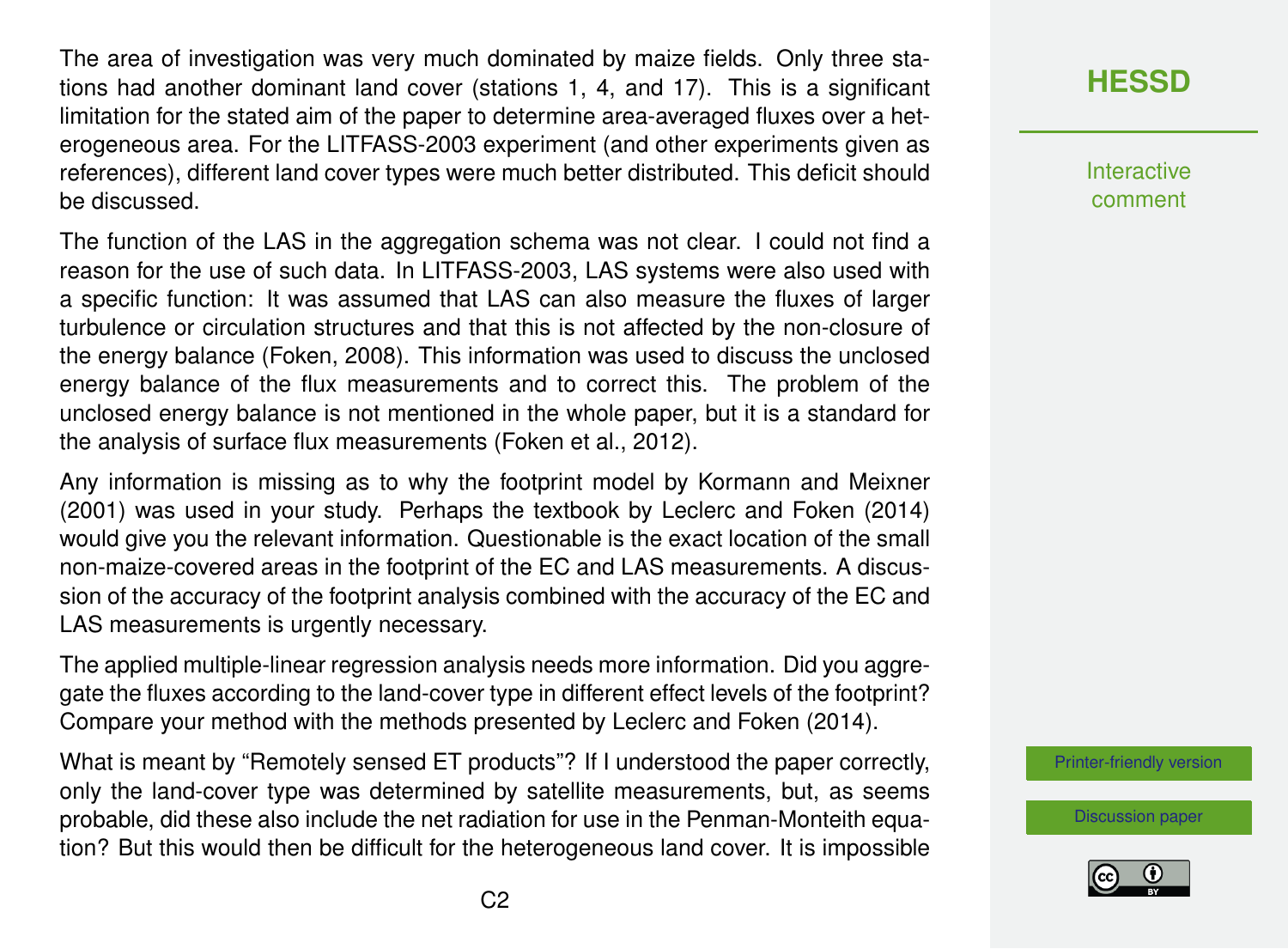The area of investigation was very much dominated by maize fields. Only three stations had another dominant land cover (stations 1, 4, and 17). This is a significant limitation for the stated aim of the paper to determine area-averaged fluxes over a heterogeneous area. For the LITFASS-2003 experiment (and other experiments given as references), different land cover types were much better distributed. This deficit should be discussed.

The function of the LAS in the aggregation schema was not clear. I could not find a reason for the use of such data. In LITFASS-2003, LAS systems were also used with a specific function: It was assumed that LAS can also measure the fluxes of larger turbulence or circulation structures and that this is not affected by the non-closure of the energy balance (Foken, 2008). This information was used to discuss the unclosed energy balance of the flux measurements and to correct this. The problem of the unclosed energy balance is not mentioned in the whole paper, but it is a standard for the analysis of surface flux measurements (Foken et al., 2012).

Any information is missing as to why the footprint model by Kormann and Meixner (2001) was used in your study. Perhaps the textbook by Leclerc and Foken (2014) would give you the relevant information. Questionable is the exact location of the small non-maize-covered areas in the footprint of the EC and LAS measurements. A discussion of the accuracy of the footprint analysis combined with the accuracy of the EC and LAS measurements is urgently necessary.

The applied multiple-linear regression analysis needs more information. Did you aggregate the fluxes according to the land-cover type in different effect levels of the footprint? Compare your method with the methods presented by Leclerc and Foken (2014).

What is meant by "Remotely sensed ET products"? If I understood the paper correctly, only the land-cover type was determined by satellite measurements, but, as seems probable, did these also include the net radiation for use in the Penman-Monteith equation? But this would then be difficult for the heterogeneous land cover. It is impossible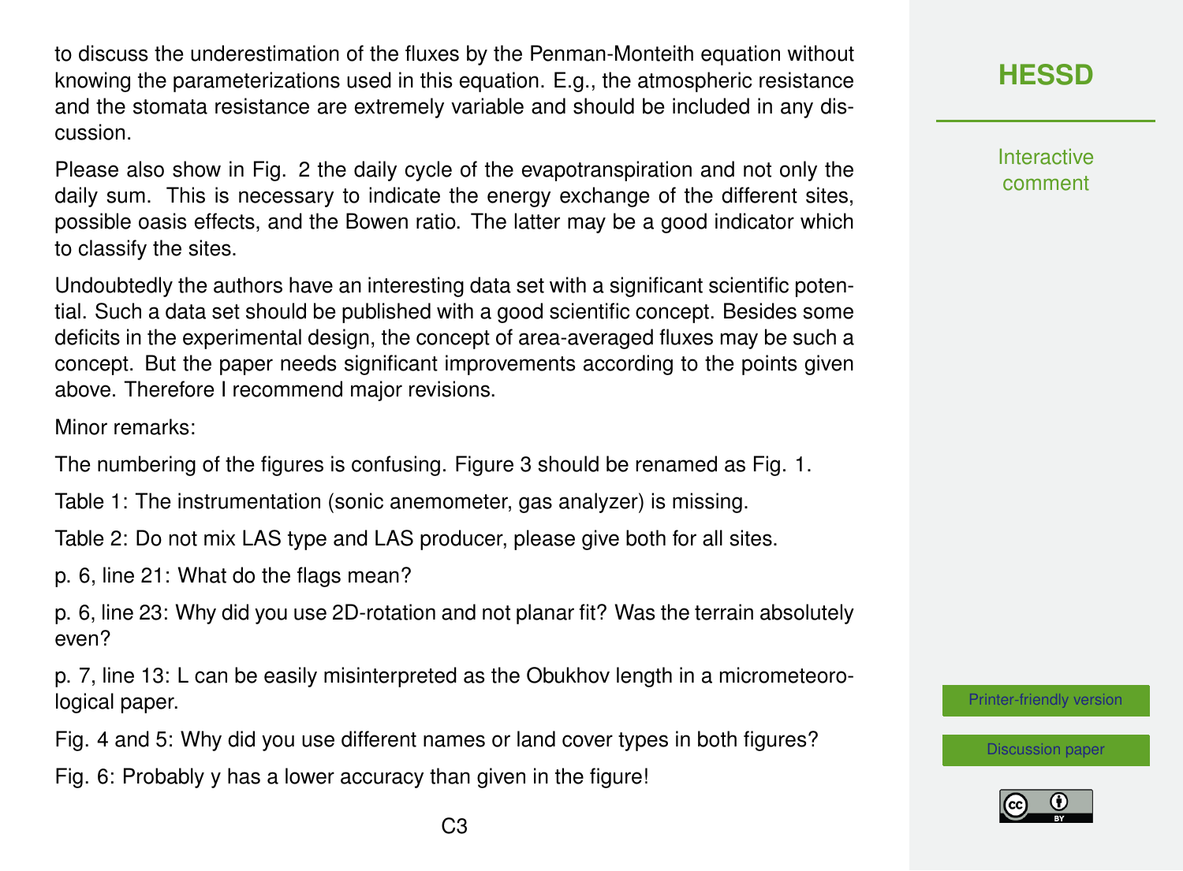to discuss the underestimation of the fluxes by the Penman-Monteith equation without knowing the parameterizations used in this equation. E.g., the atmospheric resistance and the stomata resistance are extremely variable and should be included in any discussion.

Please also show in Fig. 2 the daily cycle of the evapotranspiration and not only the daily sum. This is necessary to indicate the energy exchange of the different sites, possible oasis effects, and the Bowen ratio. The latter may be a good indicator which to classify the sites.

Undoubtedly the authors have an interesting data set with a significant scientific potential. Such a data set should be published with a good scientific concept. Besides some deficits in the experimental design, the concept of area-averaged fluxes may be such a concept. But the paper needs significant improvements according to the points given above. Therefore I recommend major revisions.

Minor remarks:

The numbering of the figures is confusing. Figure 3 should be renamed as Fig. 1.

Table 1: The instrumentation (sonic anemometer, gas analyzer) is missing.

Table 2: Do not mix LAS type and LAS producer, please give both for all sites.

p. 6, line 21: What do the flags mean?

p. 6, line 23: Why did you use 2D-rotation and not planar fit? Was the terrain absolutely even?

p. 7, line 13: L can be easily misinterpreted as the Obukhov length in a micrometeorological paper.

Fig. 4 and 5: Why did you use different names or land cover types in both figures?

Fig. 6: Probably y has a lower accuracy than given in the figure!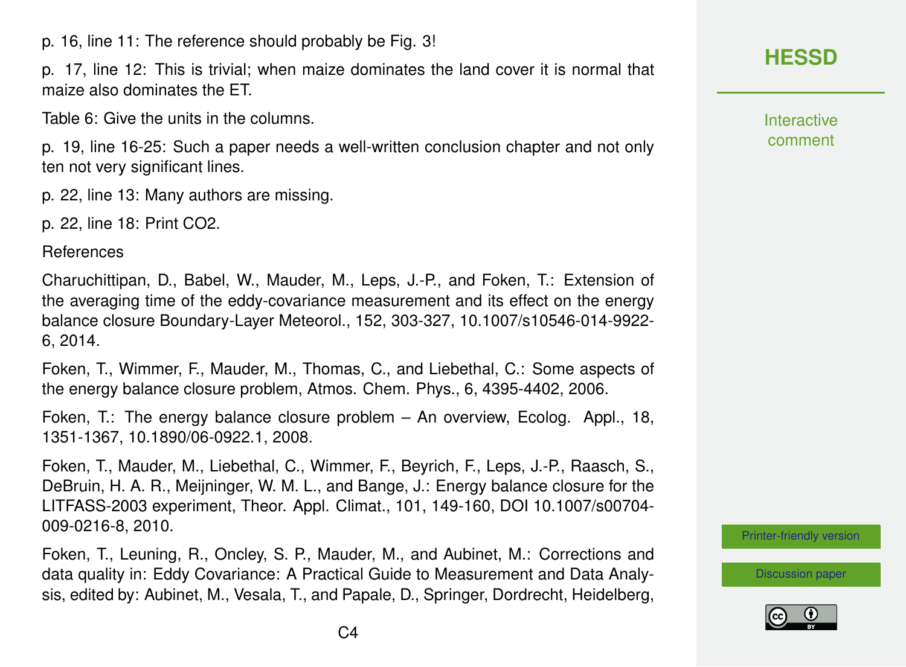p. 16, line 11: The reference should probably be Fig. 3!

p. 17, line 12: This is trivial; when maize dominates the land cover it is normal that maize also dominates the ET.

Table 6: Give the units in the columns.

p. 19, line 16-25: Such a paper needs a well-written conclusion chapter and not only ten not very significant lines.

p. 22, line 13: Many authors are missing.

p. 22, line 18: Print CO2.

References

Charuchittipan, D., Babel, W., Mauder, M., Leps, J.-P., and Foken, T.: Extension of the averaging time of the eddy-covariance measurement and its effect on the energy balance closure Boundary-Layer Meteorol., 152, 303-327, 10.1007/s10546-014-9922-6, 2014.

Foken, T., Wimmer, F., Mauder, M., Thomas, C., and Liebethal, C.: Some aspects of the energy balance closure problem, Atmos. Chem. Phys., 6, 4395-4402, 2006.

Foken, T.: The energy balance closure problem – An overview, Ecolog. Appl., 18, 1351-1367, 10.1890/06-0922.1, 2008.

Foken, T., Mauder, M., Liebethal, C., Wimmer, F., Beyrich, F., Leps, J.-P., Raasch, S., DeBruin, H. A. R., Meijninger, W. M. L., and Bange, J.: Energy balance closure for the LITFASS-2003 experiment, Theor. Appl. Climat., 101, 149-160, DOI 10.1007/s00704-009-0216-8, 2010.

Foken, T., Leuning, R., Oncley, S. P., Mauder, M., and Aubinet, M.: Corrections and data quality in: Eddy Covariance: A Practical Guide to Measurement and Data Analysis, edited by: Aubinet, M., Vesala, T., and Papale, D., Springer, Dordrecht, Heidelberg,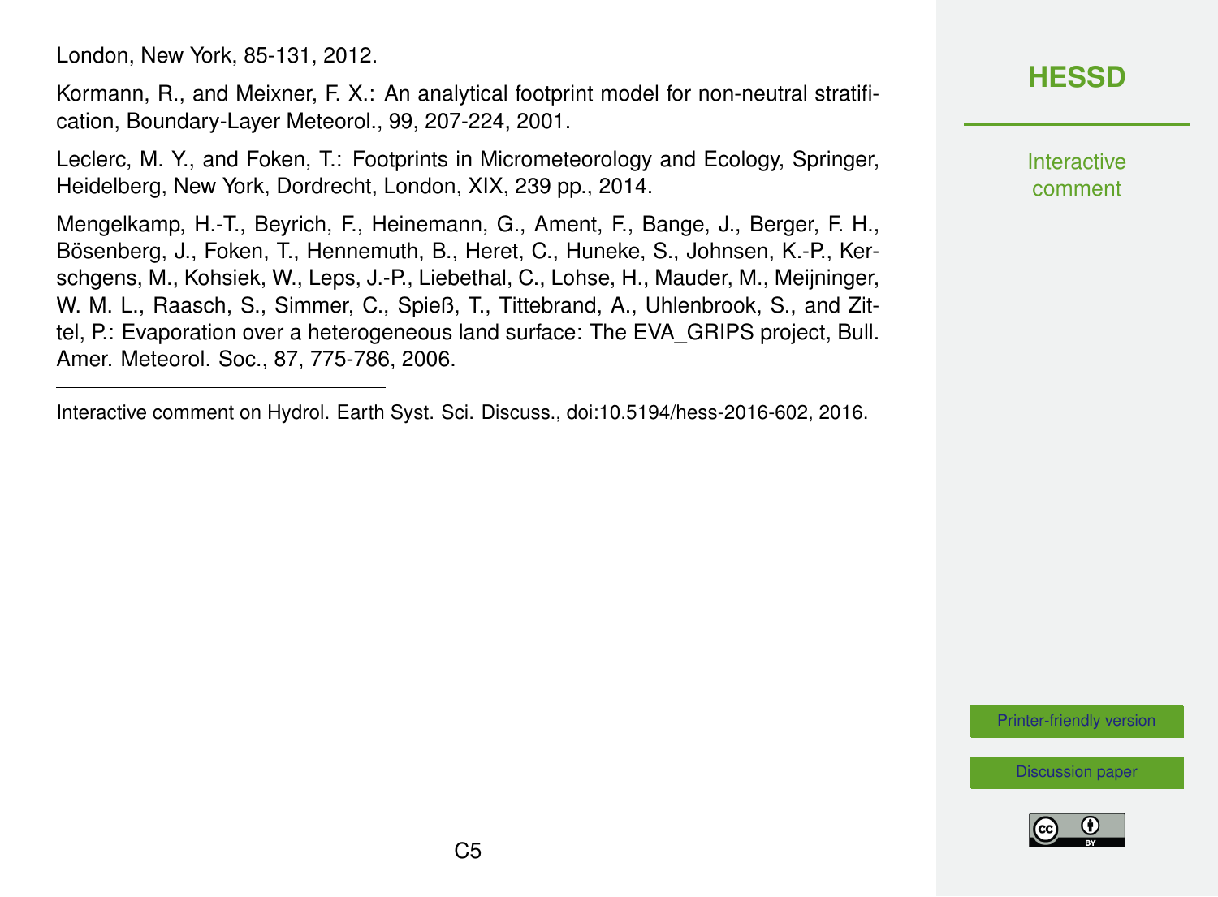London, New York, 85-131, 2012.

Kormann, R., and Meixner, F. X.: An analytical footprint model for non-neutral stratification, Boundary-Layer Meteorol., 99, 207-224, 2001.

Leclerc, M. Y., and Foken, T.: Footprints in Micrometeorology and Ecology, Springer, Heidelberg, New York, Dordrecht, London, XIX, 239 pp., 2014.

Mengelkamp, H.-T., Beyrich, F., Heinemann, G., Ament, F., Bange, J., Berger, F. H., Bösenberg, J., Foken, T., Hennemuth, B., Heret, C., Huneke, S., Johnsen, K.-P., Kerschgens, M., Kohsiek, W., Leps, J.-P., Liebethal, C., Lohse, H., Mauder, M., Meijninger, W. M. L., Raasch, S., Simmer, C., Spieß, T., Tittebrand, A., Uhlenbrook, S., and Zittel, P.: Evaporation over a heterogeneous land surface: The EVA_GRIPS project, Bull. Amer. Meteorol. Soc., 87, 775-786, 2006.

---

Interactive comment on Hydrol. Earth Syst. Sci. Discuss., doi:10.5194/hess-2016-602, 2016.